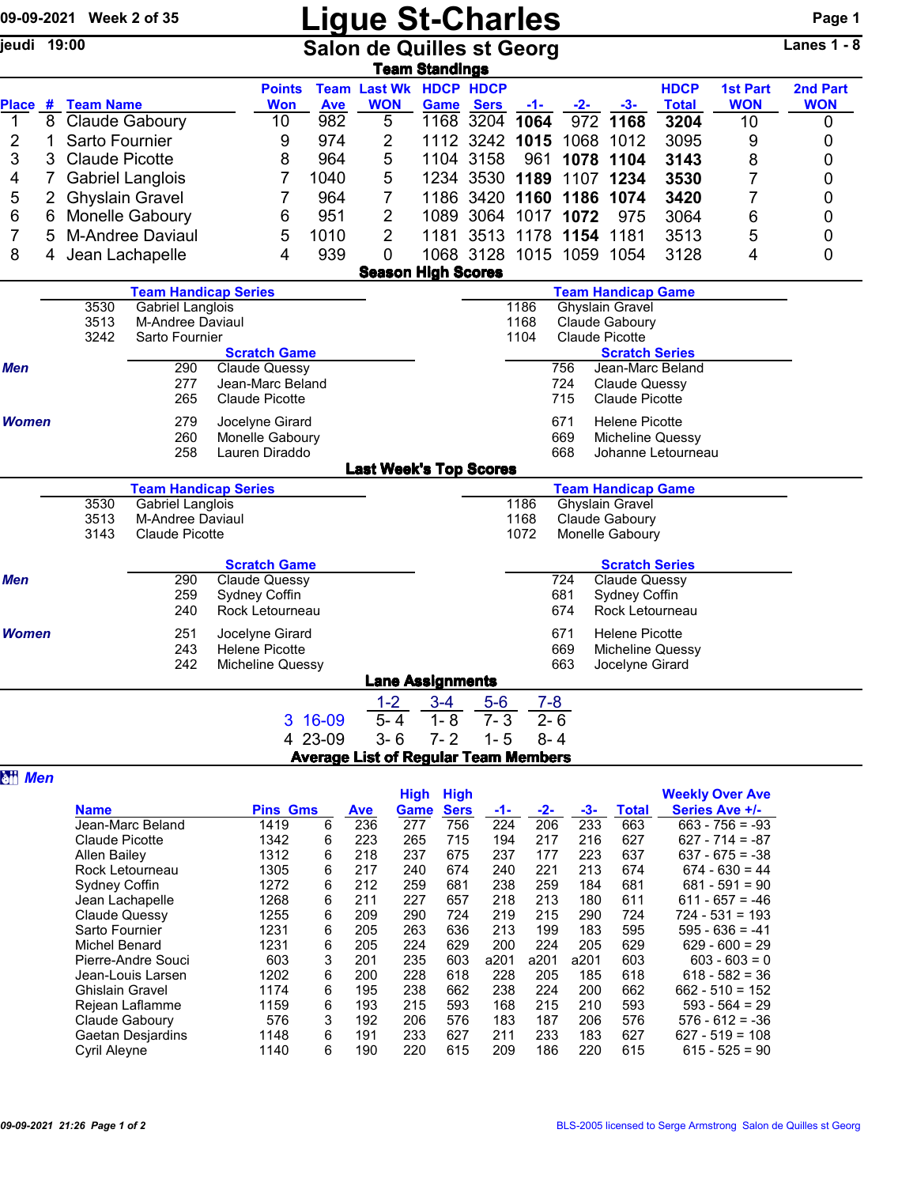09-09-2021 Week 2 of 35

jeudi 19:00

# Ligue St-Charles

## Salon de Quilles st Georg

Lanes 1 - 8

### Team Standings

| Place | # | Team Name | Points Won | Team Ave | Last Wk WON | HDCP Game | HDCP Sers | -1- | -2- | -3- | HDCP Total | 1st Part WON | 2nd Part WON |
|---|---|---|---|---|---|---|---|---|---|---|---|---|---|
| 1 | 8 | Claude Gaboury | 10 | 982 | 5 | 1168 | 3204 | **1064** | 972 | **1168** | **3204** | 10 | 0 |
| 2 | 1 | Sarto Fournier | 9 | 974 | 2 | 1112 | 3242 | **1015** | 1068 | 1012 | 3095 | 9 | 0 |
| 3 | 3 | Claude Picotte | 8 | 964 | 5 | 1104 | 3158 | 961 | **1078** | **1104** | **3143** | 8 | 0 |
| 4 | 7 | Gabriel Langlois | 7 | 1040 | 5 | 1234 | 3530 | **1189** | 1107 | **1234** | **3530** | 7 | 0 |
| 5 | 2 | Ghyslain Gravel | 7 | 964 | 7 | 1186 | 3420 | **1160** | **1186** | **1074** | **3420** | 7 | 0 |
| 6 | 6 | Monelle Gaboury | 6 | 951 | 2 | 1089 | 3064 | 1017 | **1072** | 975 | 3064 | 6 | 0 |
| 7 | 5 | M-Andree Daviaul | 5 | 1010 | 2 | 1181 | 3513 | 1178 | **1154** | 1181 | 3513 | 5 | 0 |
| 8 | 4 | Jean Lachapelle | 4 | 939 | 0 | 1068 | 3128 | 1015 | 1059 | 1054 | 3128 | 4 | 0 |

### Season High Scores

**Team Handicap Series**

| | |
|---|---|
| 3530 | Gabriel Langlois |
| 3513 | M-Andree Daviaul |
| 3242 | Sarto Fournier |

**Team Handicap Game**

| | |
|---|---|
| 1186 | Ghyslain Gravel |
| 1168 | Claude Gaboury |
| 1104 | Claude Picotte |

| | Scratch Game | | Scratch Series | |
|---|---|---|---|---|
| *Men* | 290 | Claude Quessy | 756 | Jean-Marc Beland |
| | 277 | Jean-Marc Beland | 724 | Claude Quessy |
| | 265 | Claude Picotte | 715 | Claude Picotte |
| *Women* | 279 | Jocelyne Girard | 671 | Helene Picotte |
| | 260 | Monelle Gaboury | 669 | Micheline Quessy |
| | 258 | Lauren Diraddo | 668 | Johanne Letourneau |

### Last Week's Top Scores

**Team Handicap Series**

| | |
|---|---|
| 3530 | Gabriel Langlois |
| 3513 | M-Andree Daviaul |
| 3143 | Claude Picotte |

**Team Handicap Game**

| | |
|---|---|
| 1186 | Ghyslain Gravel |
| 1168 | Claude Gaboury |
| 1072 | Monelle Gaboury |

| | Scratch Game | | Scratch Series | |
|---|---|---|---|---|
| *Men* | 290 | Claude Quessy | 724 | Claude Quessy |
| | 259 | Sydney Coffin | 681 | Sydney Coffin |
| | 240 | Rock Letourneau | 674 | Rock Letourneau |
| *Women* | 251 | Jocelyne Girard | 671 | Helene Picotte |
| | 243 | Helene Picotte | 669 | Micheline Quessy |
| | 242 | Micheline Quessy | 663 | Jocelyne Girard |

### Lane Assignments

| | 1-2 | 3-4 | 5-6 | 7-8 |
|---|---|---|---|---|
| 3 16-09 | 5- 4 | 1- 8 | 7- 3 | 2- 6 |
| 4 23-09 | 3- 6 | 7- 2 | 1- 5 | 8- 4 |

### Average List of Regular Team Members

***Men***

| Name | Pins | Gms | Ave | High Game | High Sers | -1- | -2- | -3- | Total | Weekly Over Ave Series Ave +/- |
|---|---|---|---|---|---|---|---|---|---|---|
| Jean-Marc Beland | 1419 | 6 | 236 | 277 | 756 | 224 | 206 | 233 | 663 | 663 - 756 = -93 |
| Claude Picotte | 1342 | 6 | 223 | 265 | 715 | 194 | 217 | 216 | 627 | 627 - 714 = -87 |
| Allen Bailey | 1312 | 6 | 218 | 237 | 675 | 237 | 177 | 223 | 637 | 637 - 675 = -38 |
| Rock Letourneau | 1305 | 6 | 217 | 240 | 674 | 240 | 221 | 213 | 674 | 674 - 630 = 44 |
| Sydney Coffin | 1272 | 6 | 212 | 259 | 681 | 238 | 259 | 184 | 681 | 681 - 591 = 90 |
| Jean Lachapelle | 1268 | 6 | 211 | 227 | 657 | 218 | 213 | 180 | 611 | 611 - 657 = -46 |
| Claude Quessy | 1255 | 6 | 209 | 290 | 724 | 219 | 215 | 290 | 724 | 724 - 531 = 193 |
| Sarto Fournier | 1231 | 6 | 205 | 263 | 636 | 213 | 199 | 183 | 595 | 595 - 636 = -41 |
| Michel Benard | 1231 | 6 | 205 | 224 | 629 | 200 | 224 | 205 | 629 | 629 - 600 = 29 |
| Pierre-Andre Souci | 603 | 3 | 201 | 235 | 603 | a201 | a201 | a201 | 603 | 603 - 603 = 0 |
| Jean-Louis Larsen | 1202 | 6 | 200 | 228 | 618 | 228 | 205 | 185 | 618 | 618 - 582 = 36 |
| Ghislain Gravel | 1174 | 6 | 195 | 238 | 662 | 238 | 224 | 200 | 662 | 662 - 510 = 152 |
| Rejean Laflamme | 1159 | 6 | 193 | 215 | 593 | 168 | 215 | 210 | 593 | 593 - 564 = 29 |
| Claude Gaboury | 576 | 3 | 192 | 206 | 576 | 183 | 187 | 206 | 576 | 576 - 612 = -36 |
| Gaetan Desjardins | 1148 | 6 | 191 | 233 | 627 | 211 | 233 | 183 | 627 | 627 - 519 = 108 |
| Cyril Aleyne | 1140 | 6 | 190 | 220 | 615 | 209 | 186 | 220 | 615 | 615 - 525 = 90 |

09-09-2021 21:26

BLS-2005 licensed to Serge Armstrong Salon de Quilles st Georg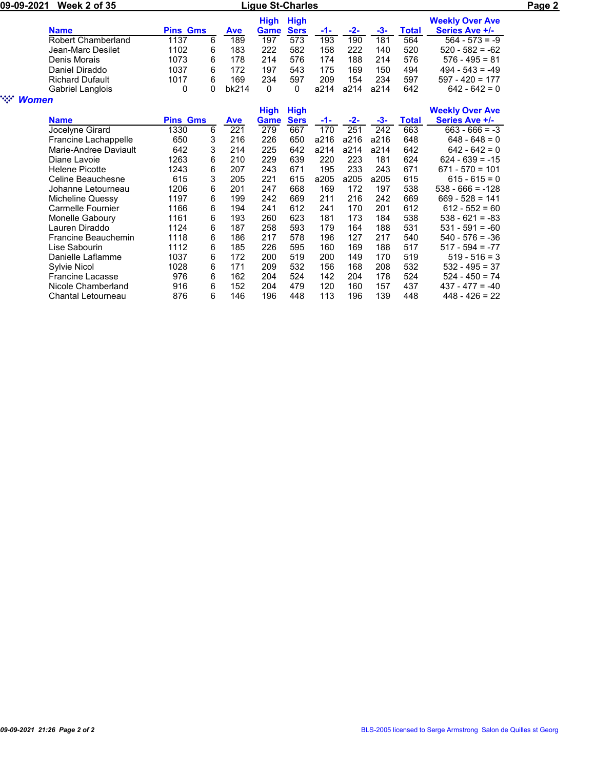| Name | Pins | Gms | Ave | High Game | High Sers | -1- | -2- | -3- | Total | Weekly Over Ave Series Ave +/- |
|---|---|---|---|---|---|---|---|---|---|---|
| Robert Chamberland | 1137 | 6 | 189 | 197 | 573 | 193 | 190 | 181 | 564 | 564 - 573 = -9 |
| Jean-Marc Desilet | 1102 | 6 | 183 | 222 | 582 | 158 | 222 | 140 | 520 | 520 - 582 = -62 |
| Denis Morais | 1073 | 6 | 178 | 214 | 576 | 174 | 188 | 214 | 576 | 576 - 495 = 81 |
| Daniel Diraddo | 1037 | 6 | 172 | 197 | 543 | 175 | 169 | 150 | 494 | 494 - 543 = -49 |
| Richard Dufault | 1017 | 6 | 169 | 234 | 597 | 209 | 154 | 234 | 597 | 597 - 420 = 177 |
| Gabriel Langlois | 0 | 0 | bk214 | 0 | 0 | a214 | a214 | a214 | 642 | 642 - 642 = 0 |

## *Women*

| Name | Pins | Gms | Ave | High Game | High Sers | -1- | -2- | -3- | Total | Weekly Over Ave Series Ave +/- |
|---|---|---|---|---|---|---|---|---|---|---|
| Jocelyne Girard | 1330 | 6 | 221 | 279 | 667 | 170 | 251 | 242 | 663 | 663 - 666 = -3 |
| Francine Lachappelle | 650 | 3 | 216 | 226 | 650 | a216 | a216 | a216 | 648 | 648 - 648 = 0 |
| Marie-Andree Daviault | 642 | 3 | 214 | 225 | 642 | a214 | a214 | a214 | 642 | 642 - 642 = 0 |
| Diane Lavoie | 1263 | 6 | 210 | 229 | 639 | 220 | 223 | 181 | 624 | 624 - 639 = -15 |
| Helene Picotte | 1243 | 6 | 207 | 243 | 671 | 195 | 233 | 243 | 671 | 671 - 570 = 101 |
| Celine Beauchesne | 615 | 3 | 205 | 221 | 615 | a205 | a205 | a205 | 615 | 615 - 615 = 0 |
| Johanne Letourneau | 1206 | 6 | 201 | 247 | 668 | 169 | 172 | 197 | 538 | 538 - 666 = -128 |
| Micheline Quessy | 1197 | 6 | 199 | 242 | 669 | 211 | 216 | 242 | 669 | 669 - 528 = 141 |
| Carmelle Fournier | 1166 | 6 | 194 | 241 | 612 | 241 | 170 | 201 | 612 | 612 - 552 = 60 |
| Monelle Gaboury | 1161 | 6 | 193 | 260 | 623 | 181 | 173 | 184 | 538 | 538 - 621 = -83 |
| Lauren Diraddo | 1124 | 6 | 187 | 258 | 593 | 179 | 164 | 188 | 531 | 531 - 591 = -60 |
| Francine Beauchemin | 1118 | 6 | 186 | 217 | 578 | 196 | 127 | 217 | 540 | 540 - 576 = -36 |
| Lise Sabourin | 1112 | 6 | 185 | 226 | 595 | 160 | 169 | 188 | 517 | 517 - 594 = -77 |
| Danielle Laflamme | 1037 | 6 | 172 | 200 | 519 | 200 | 149 | 170 | 519 | 519 - 516 = 3 |
| Sylvie Nicol | 1028 | 6 | 171 | 209 | 532 | 156 | 168 | 208 | 532 | 532 - 495 = 37 |
| Francine Lacasse | 976 | 6 | 162 | 204 | 524 | 142 | 204 | 178 | 524 | 524 - 450 = 74 |
| Nicole Chamberland | 916 | 6 | 152 | 204 | 479 | 120 | 160 | 157 | 437 | 437 - 477 = -40 |
| Chantal Letourneau | 876 | 6 | 146 | 196 | 448 | 113 | 196 | 139 | 448 | 448 - 426 = 22 |